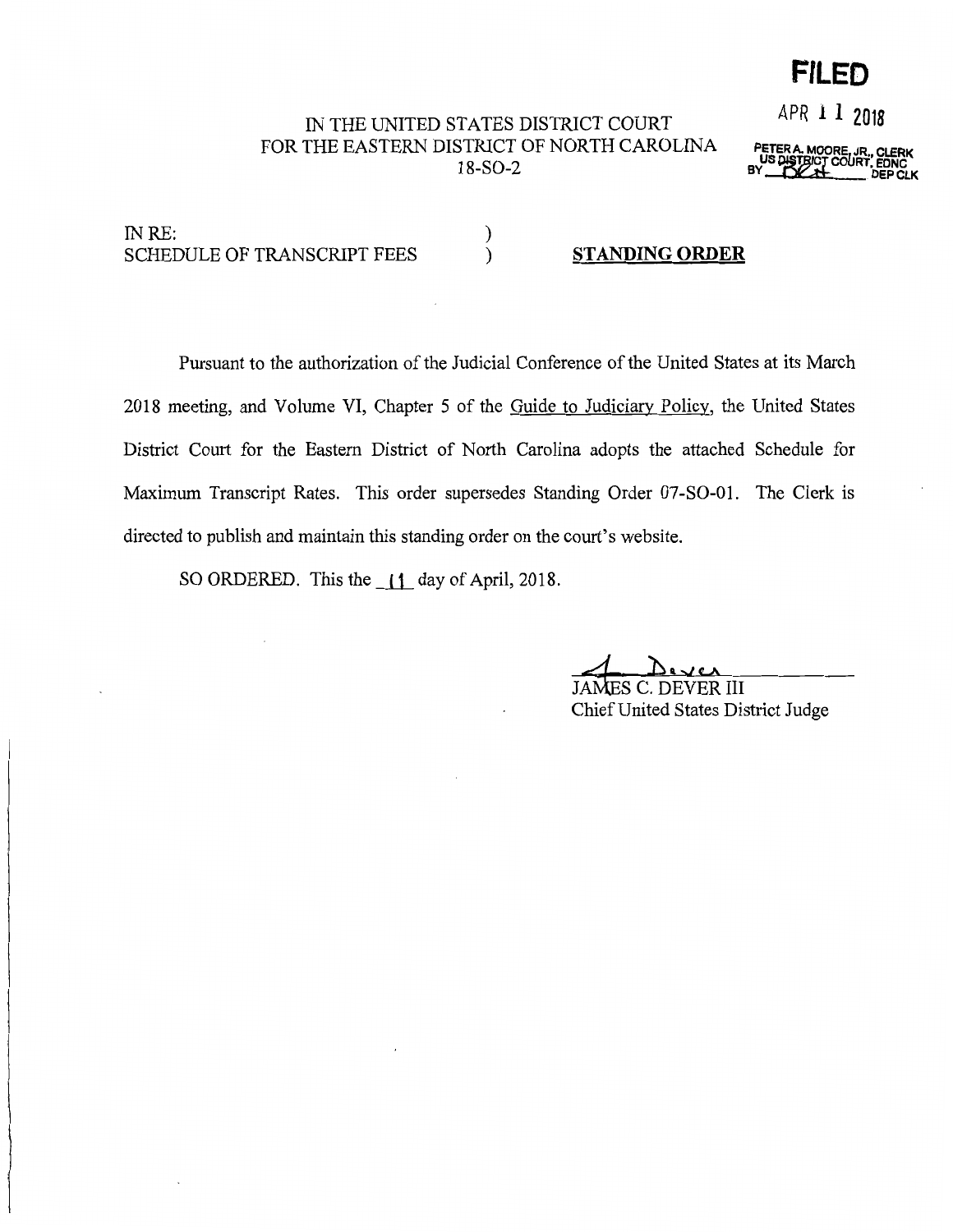**FILED**

APR 11 2018

PETER A. MOORE, JR., CLERK
US DISTRICT COURT, EDNC
BY ______ DEP CLK

IN THE UNITED STATES DISTRICT COURT
FOR THE EASTERN DISTRICT OF NORTH CAROLINA
18-SO-2

IN RE: )
SCHEDULE OF TRANSCRIPT FEES ) **STANDING ORDER**

Pursuant to the authorization of the Judicial Conference of the United States at its March 2018 meeting, and Volume VI, Chapter 5 of the Guide to Judiciary Policy, the United States District Court for the Eastern District of North Carolina adopts the attached Schedule for Maximum Transcript Rates. This order supersedes Standing Order 07-SO-01. The Clerk is directed to publish and maintain this standing order on the court's website.

SO ORDERED. This the 11 day of April, 2018.

JAMES C. DEVER III
Chief United States District Judge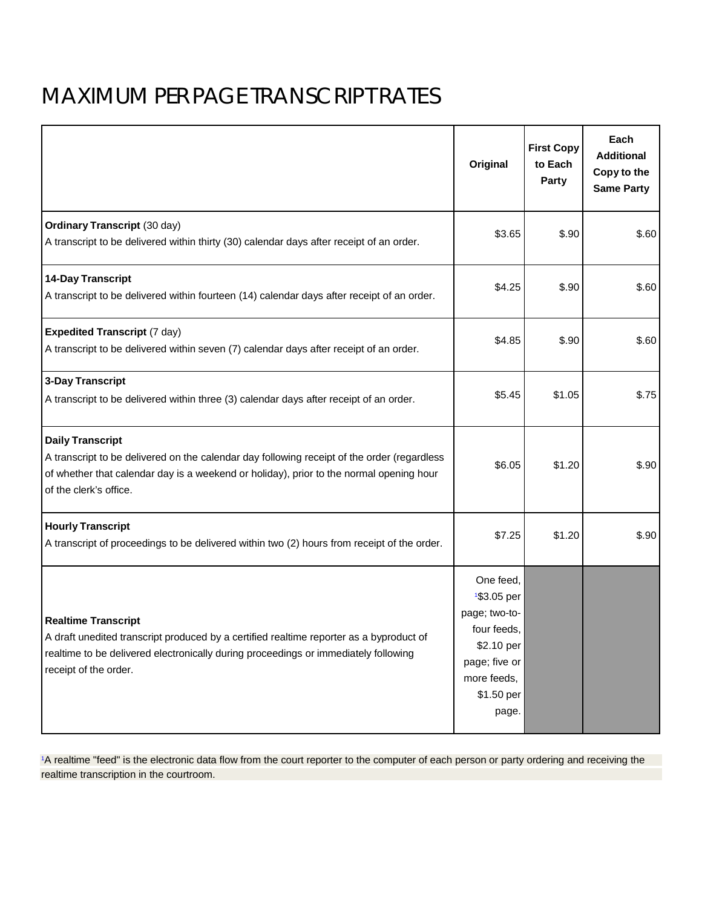# MAXIMUM PER PAGE TRANSCRIPT RATES

| | Original | First Copy to Each Party | Each Additional Copy to the Same Party |
|---|---|---|---|
| **Ordinary Transcript** (30 day)<br>A transcript to be delivered within thirty (30) calendar days after receipt of an order. | $3.65 | $.90 | $.60 |
| **14-Day Transcript**<br>A transcript to be delivered within fourteen (14) calendar days after receipt of an order. | $4.25 | $.90 | $.60 |
| **Expedited Transcript** (7 day)<br>A transcript to be delivered within seven (7) calendar days after receipt of an order. | $4.85 | $.90 | $.60 |
| **3-Day Transcript**<br>A transcript to be delivered within three (3) calendar days after receipt of an order. | $5.45 | $1.05 | $.75 |
| **Daily Transcript**<br>A transcript to be delivered on the calendar day following receipt of the order (regardless of whether that calendar day is a weekend or holiday), prior to the normal opening hour of the clerk's office. | $6.05 | $1.20 | $.90 |
| **Hourly Transcript**<br>A transcript of proceedings to be delivered within two (2) hours from receipt of the order. | $7.25 | $1.20 | $.90 |
| **Realtime Transcript**<br>A draft unedited transcript produced by a certified realtime reporter as a byproduct of realtime to be delivered electronically during proceedings or immediately following receipt of the order. | One feed, [1]$3.05 per page; two-to-four feeds, $2.10 per page; five or more feeds, $1.50 per page. | | |

[1]A realtime "feed" is the electronic data flow from the court reporter to the computer of each person or party ordering and receiving the realtime transcription in the courtroom.